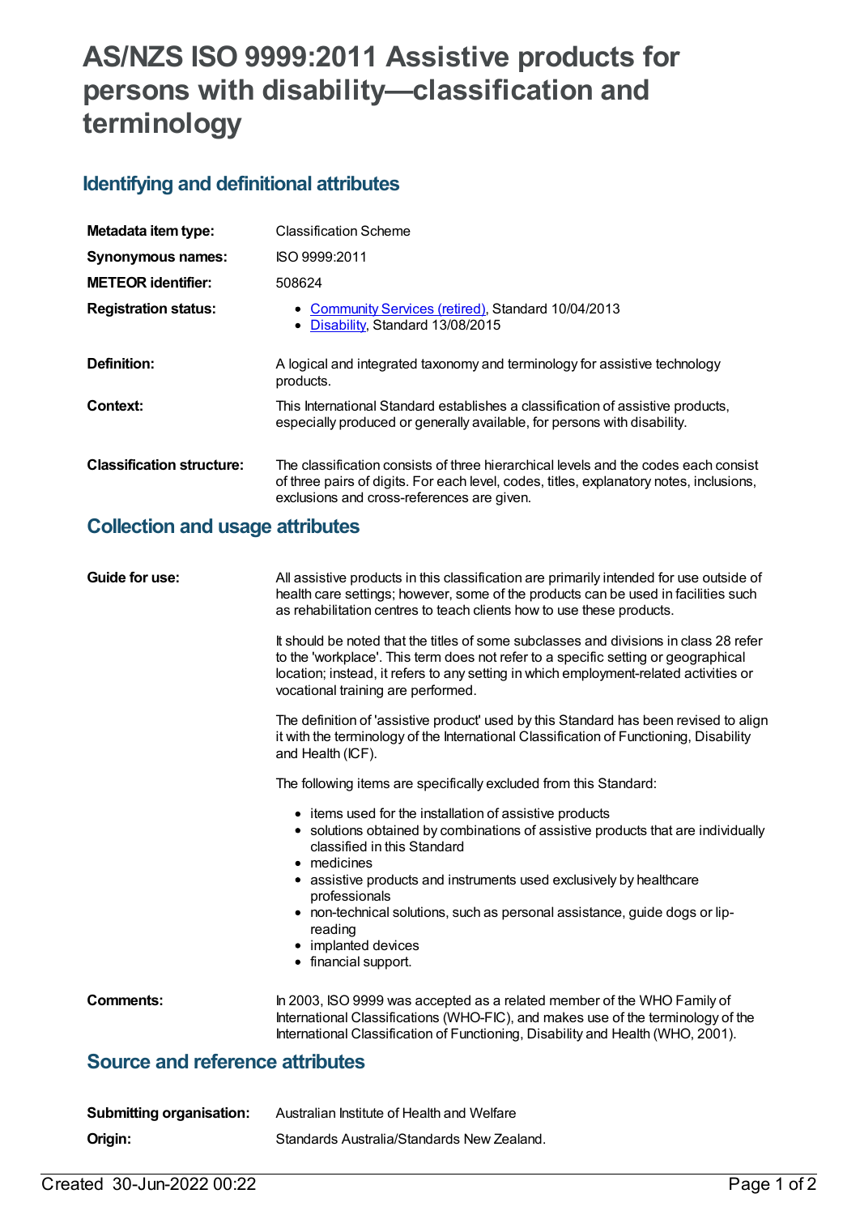# AS/NZS ISO 9999:2011 Assistive products for persons with disability—classification and terminology

## Identifying and definitional attributes

| | |
|---|---|
| **Metadata item type:** | Classification Scheme |
| **Synonymous names:** | ISO 9999:2011 |
| **METEOR identifier:** | 508624 |
| **Registration status:** | • Community Services (retired), Standard 10/04/2013<br>• Disability, Standard 13/08/2015 |
| **Definition:** | A logical and integrated taxonomy and terminology for assistive technology products. |
| **Context:** | This International Standard establishes a classification of assistive products, especially produced or generally available, for persons with disability. |
| **Classification structure:** | The classification consists of three hierarchical levels and the codes each consist of three pairs of digits. For each level, codes, titles, explanatory notes, inclusions, exclusions and cross-references are given. |

## Collection and usage attributes

**Guide for use:**

All assistive products in this classification are primarily intended for use outside of health care settings; however, some of the products can be used in facilities such as rehabilitation centres to teach clients how to use these products.

It should be noted that the titles of some subclasses and divisions in class 28 refer to the 'workplace'. This term does not refer to a specific setting or geographical location; instead, it refers to any setting in which employment-related activities or vocational training are performed.

The definition of 'assistive product' used by this Standard has been revised to align it with the terminology of the International Classification of Functioning, Disability and Health (ICF).

The following items are specifically excluded from this Standard:

- items used for the installation of assistive products
- solutions obtained by combinations of assistive products that are individually classified in this Standard
- medicines
- assistive products and instruments used exclusively by healthcare professionals
- non-technical solutions, such as personal assistance, guide dogs or lip-reading
- implanted devices
- financial support.

**Comments:**

In 2003, ISO 9999 was accepted as a related member of the WHO Family of International Classifications (WHO-FIC), and makes use of the terminology of the International Classification of Functioning, Disability and Health (WHO, 2001).

## Source and reference attributes

| | |
|---|---|
| **Submitting organisation:** | Australian Institute of Health and Welfare |
| **Origin:** | Standards Australia/Standards New Zealand. |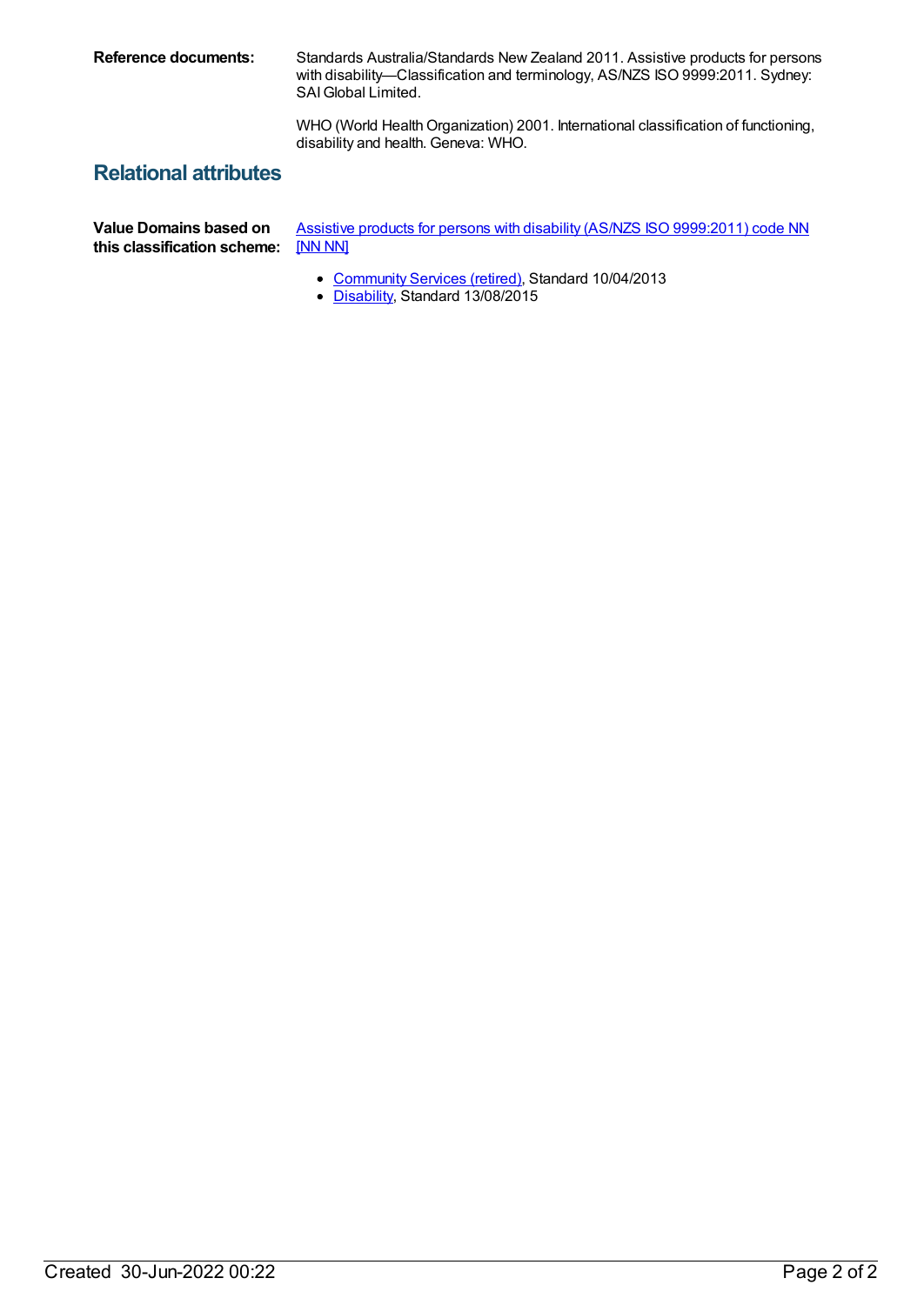**Reference documents:** Standards Australia/Standards New Zealand 2011. Assistive products for persons with disability—Classification and terminology, AS/NZS ISO 9999:2011. Sydney: SAI Global Limited.

WHO (World Health Organization) 2001. International classification of functioning, disability and health. Geneva: WHO.

## Relational attributes

**Value Domains based on this classification scheme:** Assistive products for persons with disability (AS/NZS ISO 9999:2011) code NN [NN NN]

- Community Services (retired), Standard 10/04/2013
- Disability, Standard 13/08/2015